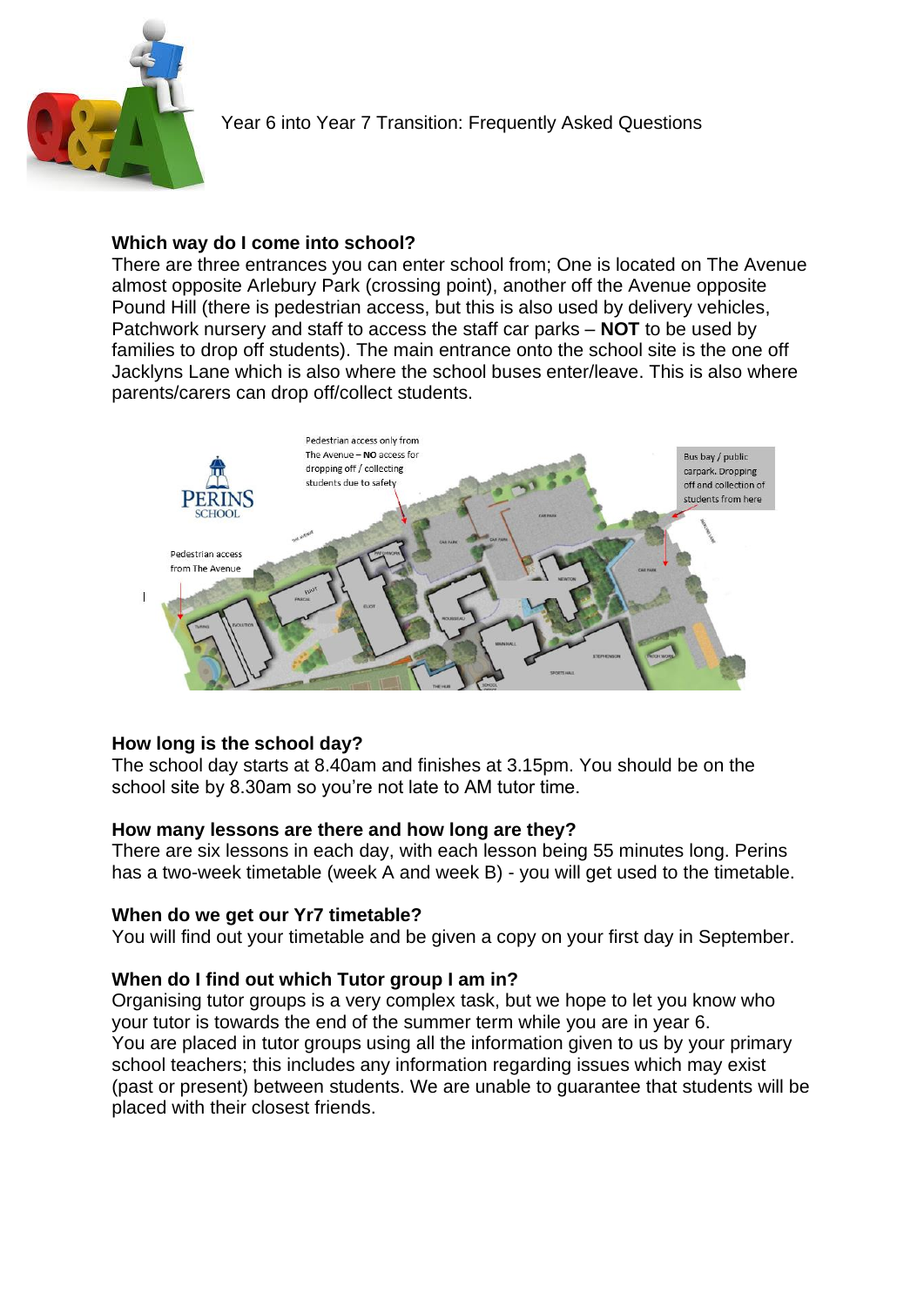# Year 6 into Year 7 Transition: Frequently Asked Questions

### Which way do I come into school?

There are three entrances you can enter school from; One is located on The Avenue almost opposite Arlebury Park (crossing point), another off the Avenue opposite Pound Hill (there is pedestrian access, but this is also used by delivery vehicles, Patchwork nursery and staff to access the staff car parks – **NOT** to be used by families to drop off students). The main entrance onto the school site is the one off Jacklyns Lane which is also where the school buses enter/leave. This is also where parents/carers can drop off/collect students.

Pedestrian access only from The Avenue – **NO** access for dropping off / collecting students due to safety

Bus bay / public carpark. Dropping off and collection of students from here

Pedestrian access from The Avenue

### How long is the school day?

The school day starts at 8.40am and finishes at 3.15pm. You should be on the school site by 8.30am so you're not late to AM tutor time.

### How many lessons are there and how long are they?

There are six lessons in each day, with each lesson being 55 minutes long. Perins has a two-week timetable (week A and week B) - you will get used to the timetable.

### When do we get our Yr7 timetable?

You will find out your timetable and be given a copy on your first day in September.

### When do I find out which Tutor group I am in?

Organising tutor groups is a very complex task, but we hope to let you know who your tutor is towards the end of the summer term while you are in year 6.
You are placed in tutor groups using all the information given to us by your primary school teachers; this includes any information regarding issues which may exist (past or present) between students. We are unable to guarantee that students will be placed with their closest friends.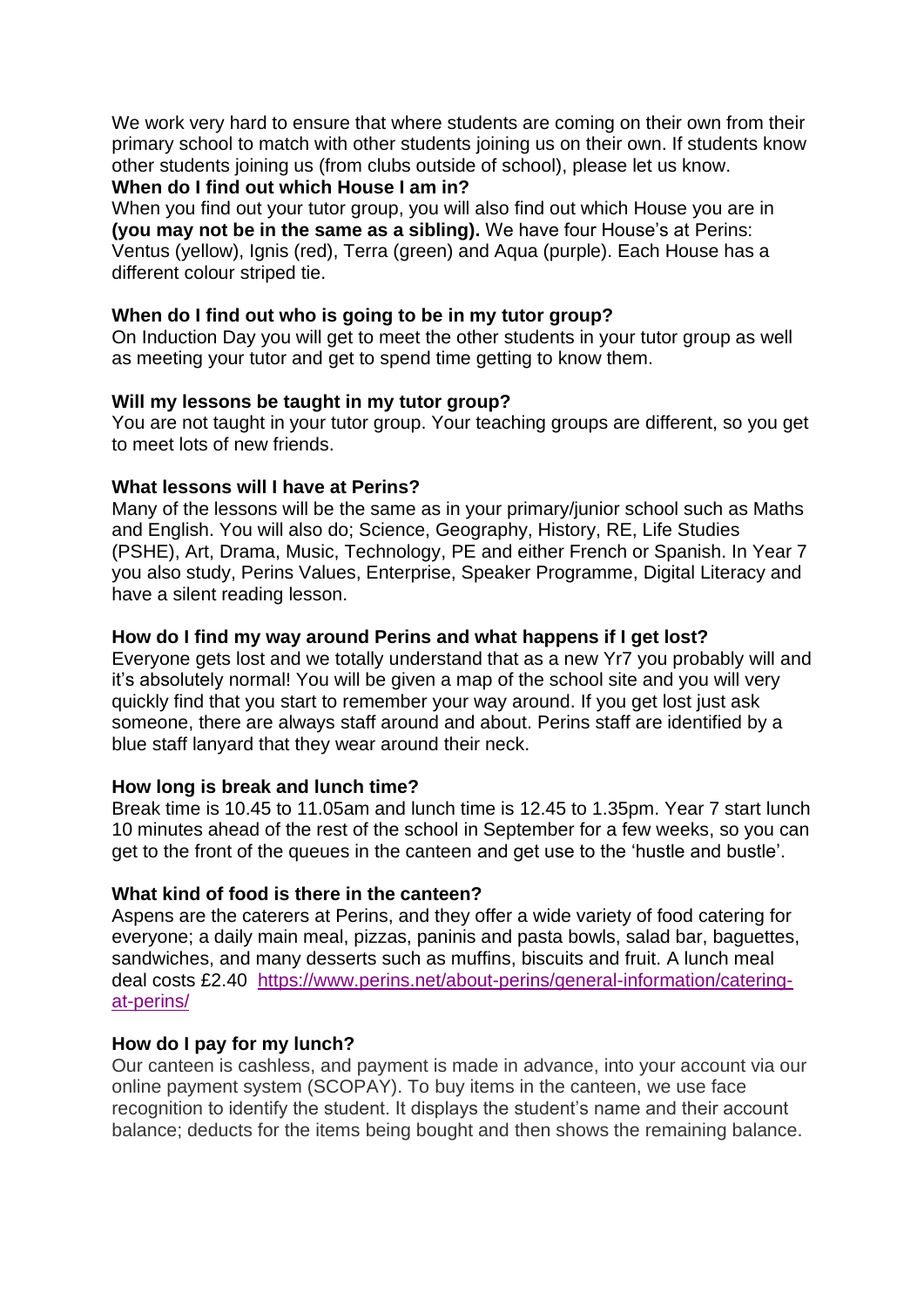We work very hard to ensure that where students are coming on their own from their primary school to match with other students joining us on their own. If students know other students joining us (from clubs outside of school), please let us know.

**When do I find out which House I am in?**

When you find out your tutor group, you will also find out which House you are in **(you may not be in the same as a sibling).** We have four House's at Perins: Ventus (yellow), Ignis (red), Terra (green) and Aqua (purple). Each House has a different colour striped tie.

**When do I find out who is going to be in my tutor group?**

On Induction Day you will get to meet the other students in your tutor group as well as meeting your tutor and get to spend time getting to know them.

**Will my lessons be taught in my tutor group?**

You are not taught in your tutor group. Your teaching groups are different, so you get to meet lots of new friends.

**What lessons will I have at Perins?**

Many of the lessons will be the same as in your primary/junior school such as Maths and English. You will also do; Science, Geography, History, RE, Life Studies (PSHE), Art, Drama, Music, Technology, PE and either French or Spanish. In Year 7 you also study, Perins Values, Enterprise, Speaker Programme, Digital Literacy and have a silent reading lesson.

**How do I find my way around Perins and what happens if I get lost?**

Everyone gets lost and we totally understand that as a new Yr7 you probably will and it's absolutely normal! You will be given a map of the school site and you will very quickly find that you start to remember your way around. If you get lost just ask someone, there are always staff around and about. Perins staff are identified by a blue staff lanyard that they wear around their neck.

**How long is break and lunch time?**

Break time is 10.45 to 11.05am and lunch time is 12.45 to 1.35pm. Year 7 start lunch 10 minutes ahead of the rest of the school in September for a few weeks, so you can get to the front of the queues in the canteen and get use to the 'hustle and bustle'.

**What kind of food is there in the canteen?**

Aspens are the caterers at Perins, and they offer a wide variety of food catering for everyone; a daily main meal, pizzas, paninis and pasta bowls, salad bar, baguettes, sandwiches, and many desserts such as muffins, biscuits and fruit. A lunch meal deal costs £2.40 [https://www.perins.net/about-perins/general-information/catering-at-perins/](https://www.perins.net/about-perins/general-information/catering-at-perins/)

**How do I pay for my lunch?**

Our canteen is cashless, and payment is made in advance, into your account via our online payment system (SCOPAY). To buy items in the canteen, we use face recognition to identify the student. It displays the student's name and their account balance; deducts for the items being bought and then shows the remaining balance.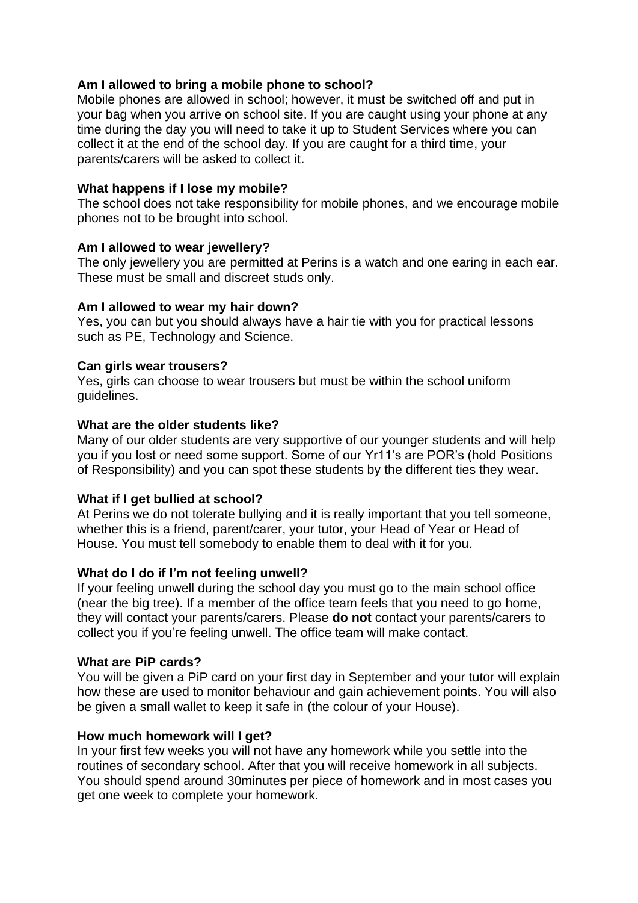**Am I allowed to bring a mobile phone to school?**
Mobile phones are allowed in school; however, it must be switched off and put in your bag when you arrive on school site. If you are caught using your phone at any time during the day you will need to take it up to Student Services where you can collect it at the end of the school day. If you are caught for a third time, your parents/carers will be asked to collect it.

**What happens if I lose my mobile?**
The school does not take responsibility for mobile phones, and we encourage mobile phones not to be brought into school.

**Am I allowed to wear jewellery?**
The only jewellery you are permitted at Perins is a watch and one earing in each ear. These must be small and discreet studs only.

**Am I allowed to wear my hair down?**
Yes, you can but you should always have a hair tie with you for practical lessons such as PE, Technology and Science.

**Can girls wear trousers?**
Yes, girls can choose to wear trousers but must be within the school uniform guidelines.

**What are the older students like?**
Many of our older students are very supportive of our younger students and will help you if you lost or need some support. Some of our Yr11's are POR's (hold Positions of Responsibility) and you can spot these students by the different ties they wear.

**What if I get bullied at school?**
At Perins we do not tolerate bullying and it is really important that you tell someone, whether this is a friend, parent/carer, your tutor, your Head of Year or Head of House. You must tell somebody to enable them to deal with it for you.

**What do I do if I'm not feeling unwell?**
If your feeling unwell during the school day you must go to the main school office (near the big tree). If a member of the office team feels that you need to go home, they will contact your parents/carers. Please **do not** contact your parents/carers to collect you if you're feeling unwell. The office team will make contact.

**What are PiP cards?**
You will be given a PiP card on your first day in September and your tutor will explain how these are used to monitor behaviour and gain achievement points. You will also be given a small wallet to keep it safe in (the colour of your House).

**How much homework will I get?**
In your first few weeks you will not have any homework while you settle into the routines of secondary school. After that you will receive homework in all subjects. You should spend around 30minutes per piece of homework and in most cases you get one week to complete your homework.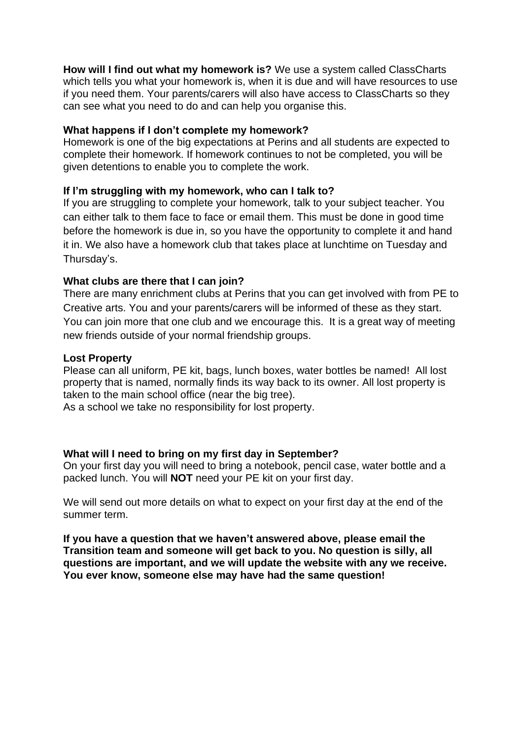**How will I find out what my homework is?** We use a system called ClassCharts which tells you what your homework is, when it is due and will have resources to use if you need them. Your parents/carers will also have access to ClassCharts so they can see what you need to do and can help you organise this.

**What happens if I don't complete my homework?**

Homework is one of the big expectations at Perins and all students are expected to complete their homework. If homework continues to not be completed, you will be given detentions to enable you to complete the work.

**If I'm struggling with my homework, who can I talk to?**

If you are struggling to complete your homework, talk to your subject teacher. You can either talk to them face to face or email them. This must be done in good time before the homework is due in, so you have the opportunity to complete it and hand it in. We also have a homework club that takes place at lunchtime on Tuesday and Thursday's.

**What clubs are there that I can join?**

There are many enrichment clubs at Perins that you can get involved with from PE to Creative arts. You and your parents/carers will be informed of these as they start. You can join more that one club and we encourage this. It is a great way of meeting new friends outside of your normal friendship groups.

**Lost Property**

Please can all uniform, PE kit, bags, lunch boxes, water bottles be named! All lost property that is named, normally finds its way back to its owner. All lost property is taken to the main school office (near the big tree).

As a school we take no responsibility for lost property.

**What will I need to bring on my first day in September?**

On your first day you will need to bring a notebook, pencil case, water bottle and a packed lunch. You will **NOT** need your PE kit on your first day.

We will send out more details on what to expect on your first day at the end of the summer term.

**If you have a question that we haven't answered above, please email the Transition team and someone will get back to you. No question is silly, all questions are important, and we will update the website with any we receive. You ever know, someone else may have had the same question!**